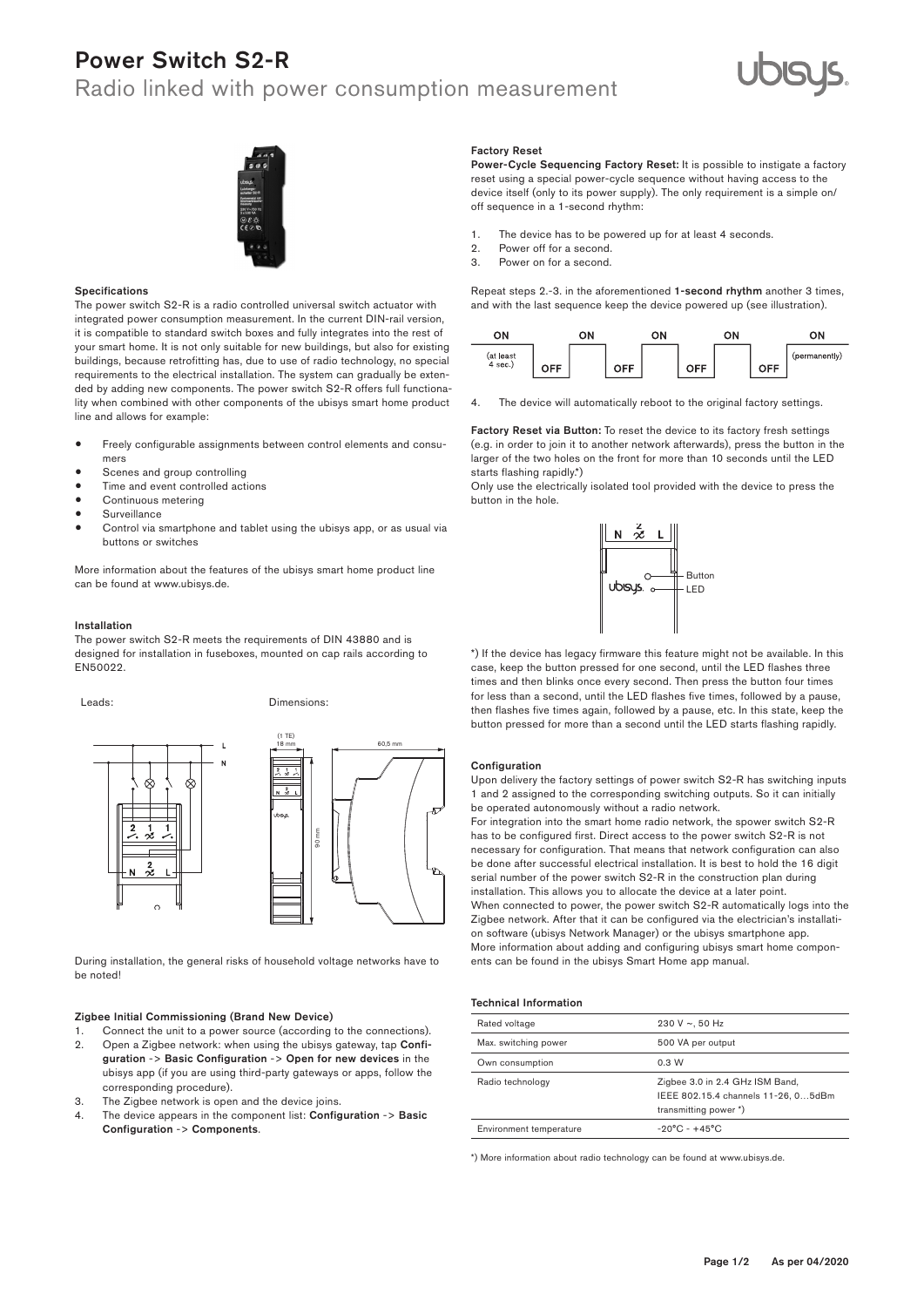# Power Switch S2-R

## Radio linked with power consumption measurement

### Specifications

The power switch S2-R is a radio controlled universal switch actuator with integrated power consumption measurement. In the current DIN-rail version, it is compatible to standard switch boxes and fully integrates into the rest of your smart home. It is not only suitable for new buildings, but also for existing buildings, because retrofitting has, due to use of radio technology, no special requirements to the electrical installation. The system can gradually be extended by adding new components. The power switch S2-R offers full functionality when combined with other components of the ubisys smart home product line and allows for example:

- Freely configurable assignments between control elements and consumers
- Scenes and group controlling
- Time and event controlled actions
- Continuous metering
- Surveillance
- Control via smartphone and tablet using the ubisys app, or as usual via buttons or switches

More information about the features of the ubisys smart home product line can be found at www.ubisys.de.

### Installation

The power switch S2-R meets the requirements of DIN 43880 and is designed for installation in fuseboxes, mounted on cap rails according to EN50022.

Leads: Dimensions:

(1 TE) 18 mm, 60,5 mm, 90 mm

During installation, the general risks of household voltage networks have to be noted!

### Zigbee Initial Commissioning (Brand New Device)

1. Connect the unit to a power source (according to the connections).
2. Open a Zigbee network: when using the ubisys gateway, tap **Configuration** -> **Basic Configuration** -> **Open for new devices** in the ubisys app (if you are using third-party gateways or apps, follow the corresponding procedure).
3. The Zigbee network is open and the device joins.
4. The device appears in the component list: **Configuration** -> **Basic Configuration** -> **Components**.

### Factory Reset

**Power-Cycle Sequencing Factory Reset:** It is possible to instigate a factory reset using a special power-cycle sequence without having access to the device itself (only to its power supply). The only requirement is a simple on/off sequence in a 1-second rhythm:

1. The device has to be powered up for at least 4 seconds.
2. Power off for a second.
3. Power on for a second.

Repeat steps 2.-3. in the aforementioned **1-second rhythm** another 3 times, and with the last sequence keep the device powered up (see illustration).

ON (at least 4 sec.) – OFF – ON – OFF – ON – OFF – ON – OFF – ON (permanently)

4. The device will automatically reboot to the original factory settings.

**Factory Reset via Button:** To reset the device to its factory fresh settings (e.g. in order to join it to another network afterwards), press the button in the larger of the two holes on the front for more than 10 seconds until the LED starts flashing rapidly.*)

Only use the electrically isolated tool provided with the device to press the button in the hole.

Button, LED

*) If the device has legacy firmware this feature might not be available. In this case, keep the button pressed for one second, until the LED flashes three times and then blinks once every second. Then press the button four times for less than a second, until the LED flashes five times, followed by a pause, then flashes five times again, followed by a pause, etc. In this state, keep the button pressed for more than a second until the LED starts flashing rapidly.

### Configuration

Upon delivery the factory settings of power switch S2-R has switching inputs 1 and 2 assigned to the corresponding switching outputs. So it can initially be operated autonomously without a radio network.

For integration into the smart home radio network, the spower switch S2-R has to be configured first. Direct access to the power switch S2-R is not necessary for configuration. That means that network configuration can also be done after successful electrical installation. It is best to hold the 16 digit serial number of the power switch S2-R in the construction plan during installation. This allows you to allocate the device at a later point.

When connected to power, the power switch S2-R automatically logs into the Zigbee network. After that it can be configured via the electrician's installation software (ubisys Network Manager) or the ubisys smartphone app.

More information about adding and configuring ubisys smart home components can be found in the ubisys Smart Home app manual.

### Technical Information

| | |
|---|---|
| Rated voltage | 230 V ~, 50 Hz |
| Max. switching power | 500 VA per output |
| Own consumption | 0.3 W |
| Radio technology | Zigbee 3.0 in 2.4 GHz ISM Band, IEEE 802.15.4 channels 11-26, 0…5dBm transmitting power *) |
| Environment temperature | -20°C - +45°C |

*) More information about radio technology can be found at www.ubisys.de.

As per 04/2020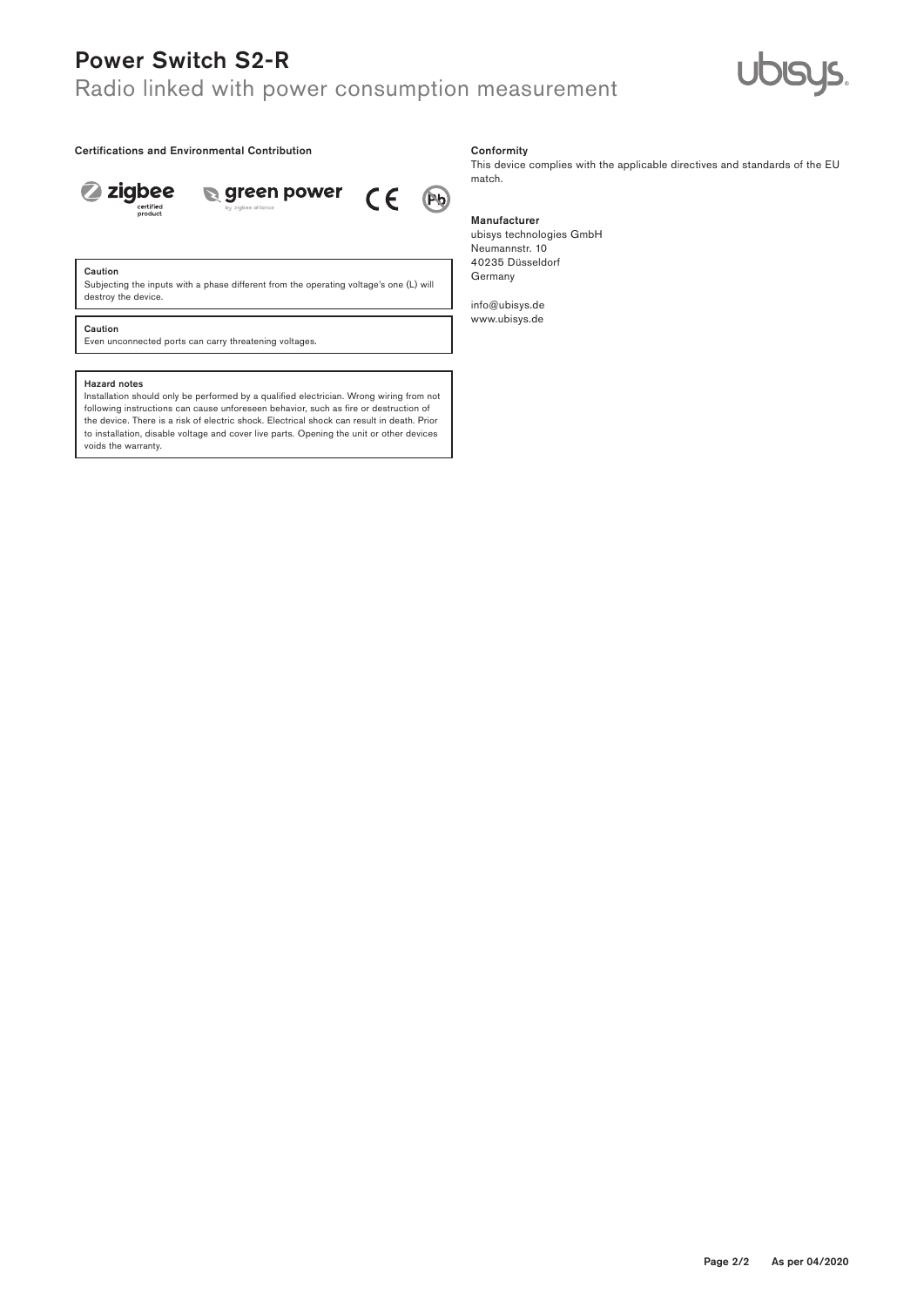# Power Switch S2-R

Radio linked with power consumption measurement

### Certifications and Environmental Contribution

zigbee certified product · green power by zigbee alliance · CE · Pb

**Caution**

Subjecting the inputs with a phase different from the operating voltage's one (L) will destroy the device.

**Caution**

Even unconnected ports can carry threatening voltages.

**Hazard notes**

Installation should only be performed by a qualified electrician. Wrong wiring from not following instructions can cause unforeseen behavior, such as fire or destruction of the device. There is a risk of electric shock. Electrical shock can result in death. Prior to installation, disable voltage and cover live parts. Opening the unit or other devices voids the warranty.

### Conformity

This device complies with the applicable directives and standards of the EU match.

### Manufacturer

ubisys technologies GmbH
Neumannstr. 10
40235 Düsseldorf
Germany

info@ubisys.de
www.ubisys.de

As per 04/2020